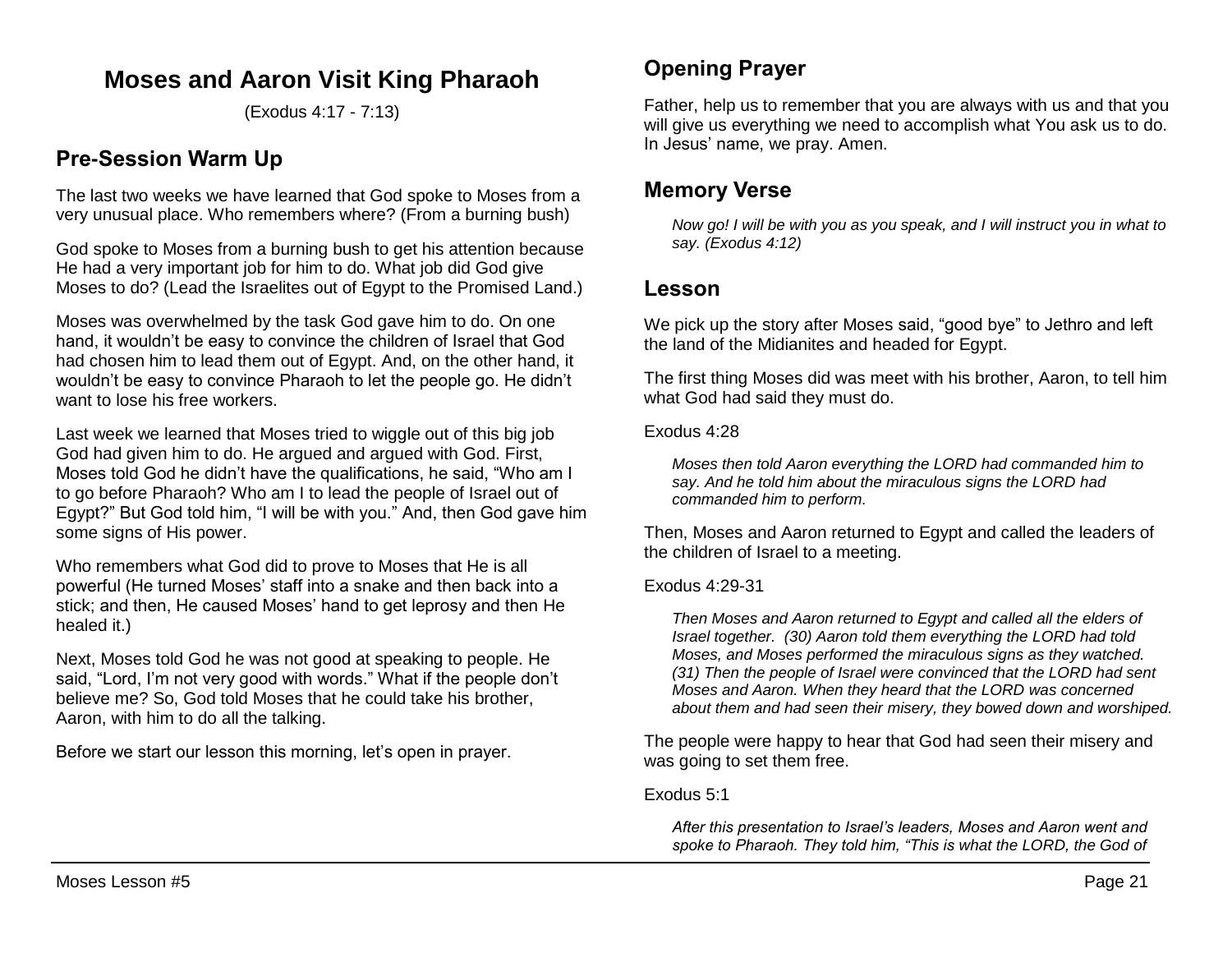# Moses and Aaron Visit King Pharaoh

(Exodus 4:17 - 7:13)

## Pre-Session Warm Up

The last two weeks we have learned that God spoke to Moses from a very unusual place. Who remembers where? (From a burning bush)

God spoke to Moses from a burning bush to get his attention because He had a very important job for him to do. What job did God give Moses to do? (Lead the Israelites out of Egypt to the Promised Land.)

Moses was overwhelmed by the task God gave him to do. On one hand, it wouldn't be easy to convince the children of Israel that God had chosen him to lead them out of Egypt. And, on the other hand, it wouldn't be easy to convince Pharaoh to let the people go. He didn't want to lose his free workers.

Last week we learned that Moses tried to wiggle out of this big job God had given him to do. He argued and argued with God. First, Moses told God he didn't have the qualifications, he said, "Who am I to go before Pharaoh? Who am I to lead the people of Israel out of Egypt?" But God told him, "I will be with you." And, then God gave him some signs of His power.

Who remembers what God did to prove to Moses that He is all powerful (He turned Moses' staff into a snake and then back into a stick; and then, He caused Moses' hand to get leprosy and then He healed it.)

Next, Moses told God he was not good at speaking to people. He said, "Lord, I'm not very good with words." What if the people don't believe me? So, God told Moses that he could take his brother, Aaron, with him to do all the talking.

Before we start our lesson this morning, let's open in prayer.

## Opening Prayer

Father, help us to remember that you are always with us and that you will give us everything we need to accomplish what You ask us to do. In Jesus' name, we pray. Amen.

## Memory Verse

> *Now go! I will be with you as you speak, and I will instruct you in what to say. (Exodus 4:12)*

## Lesson

We pick up the story after Moses said, "good bye" to Jethro and left the land of the Midianites and headed for Egypt.

The first thing Moses did was meet with his brother, Aaron, to tell him what God had said they must do.

Exodus 4:28

> *Moses then told Aaron everything the LORD had commanded him to say. And he told him about the miraculous signs the LORD had commanded him to perform.*

Then, Moses and Aaron returned to Egypt and called the leaders of the children of Israel to a meeting.

Exodus 4:29-31

> *Then Moses and Aaron returned to Egypt and called all the elders of Israel together. (30) Aaron told them everything the LORD had told Moses, and Moses performed the miraculous signs as they watched. (31) Then the people of Israel were convinced that the LORD had sent Moses and Aaron. When they heard that the LORD was concerned about them and had seen their misery, they bowed down and worshiped.*

The people were happy to hear that God had seen their misery and was going to set them free.

Exodus 5:1

> *After this presentation to Israel's leaders, Moses and Aaron went and spoke to Pharaoh. They told him, "This is what the LORD, the God of*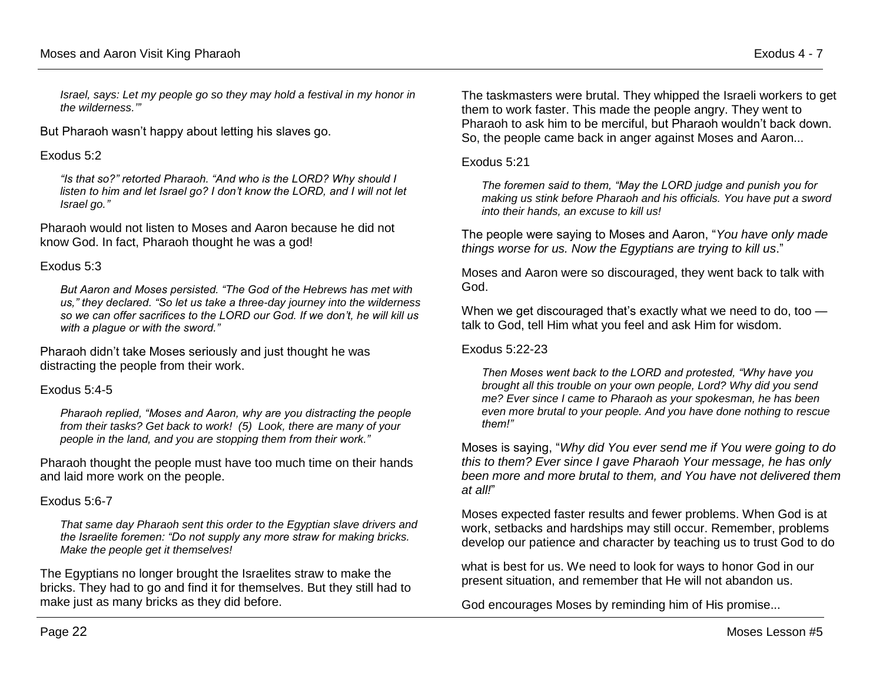> *Israel, says: Let my people go so they may hold a festival in my honor in the wilderness.'"*

But Pharaoh wasn't happy about letting his slaves go.

Exodus 5:2

> *"Is that so?" retorted Pharaoh. "And who is the LORD? Why should I listen to him and let Israel go? I don't know the LORD, and I will not let Israel go."*

Pharaoh would not listen to Moses and Aaron because he did not know God. In fact, Pharaoh thought he was a god!

Exodus 5:3

> *But Aaron and Moses persisted. "The God of the Hebrews has met with us," they declared. "So let us take a three-day journey into the wilderness so we can offer sacrifices to the LORD our God. If we don't, he will kill us with a plague or with the sword."*

Pharaoh didn't take Moses seriously and just thought he was distracting the people from their work.

Exodus 5:4-5

> *Pharaoh replied, "Moses and Aaron, why are you distracting the people from their tasks? Get back to work! (5) Look, there are many of your people in the land, and you are stopping them from their work."*

Pharaoh thought the people must have too much time on their hands and laid more work on the people.

Exodus 5:6-7

> *That same day Pharaoh sent this order to the Egyptian slave drivers and the Israelite foremen: "Do not supply any more straw for making bricks. Make the people get it themselves!*

The Egyptians no longer brought the Israelites straw to make the bricks. They had to go and find it for themselves. But they still had to make just as many bricks as they did before.

The taskmasters were brutal. They whipped the Israeli workers to get them to work faster. This made the people angry. They went to Pharaoh to ask him to be merciful, but Pharaoh wouldn't back down. So, the people came back in anger against Moses and Aaron...

Exodus 5:21

> *The foremen said to them, "May the LORD judge and punish you for making us stink before Pharaoh and his officials. You have put a sword into their hands, an excuse to kill us!*

The people were saying to Moses and Aaron, "*You have only made things worse for us. Now the Egyptians are trying to kill us*."

Moses and Aaron were so discouraged, they went back to talk with God.

When we get discouraged that's exactly what we need to do, too — talk to God, tell Him what you feel and ask Him for wisdom.

Exodus 5:22-23

> *Then Moses went back to the LORD and protested, "Why have you brought all this trouble on your own people, Lord? Why did you send me? Ever since I came to Pharaoh as your spokesman, he has been even more brutal to your people. And you have done nothing to rescue them!"*

Moses is saying, "*Why did You ever send me if You were going to do this to them? Ever since I gave Pharaoh Your message, he has only been more and more brutal to them, and You have not delivered them at all!*"

Moses expected faster results and fewer problems. When God is at work, setbacks and hardships may still occur. Remember, problems develop our patience and character by teaching us to trust God to do what is best for us. We need to look for ways to honor God in our present situation, and remember that He will not abandon us.

God encourages Moses by reminding him of His promise...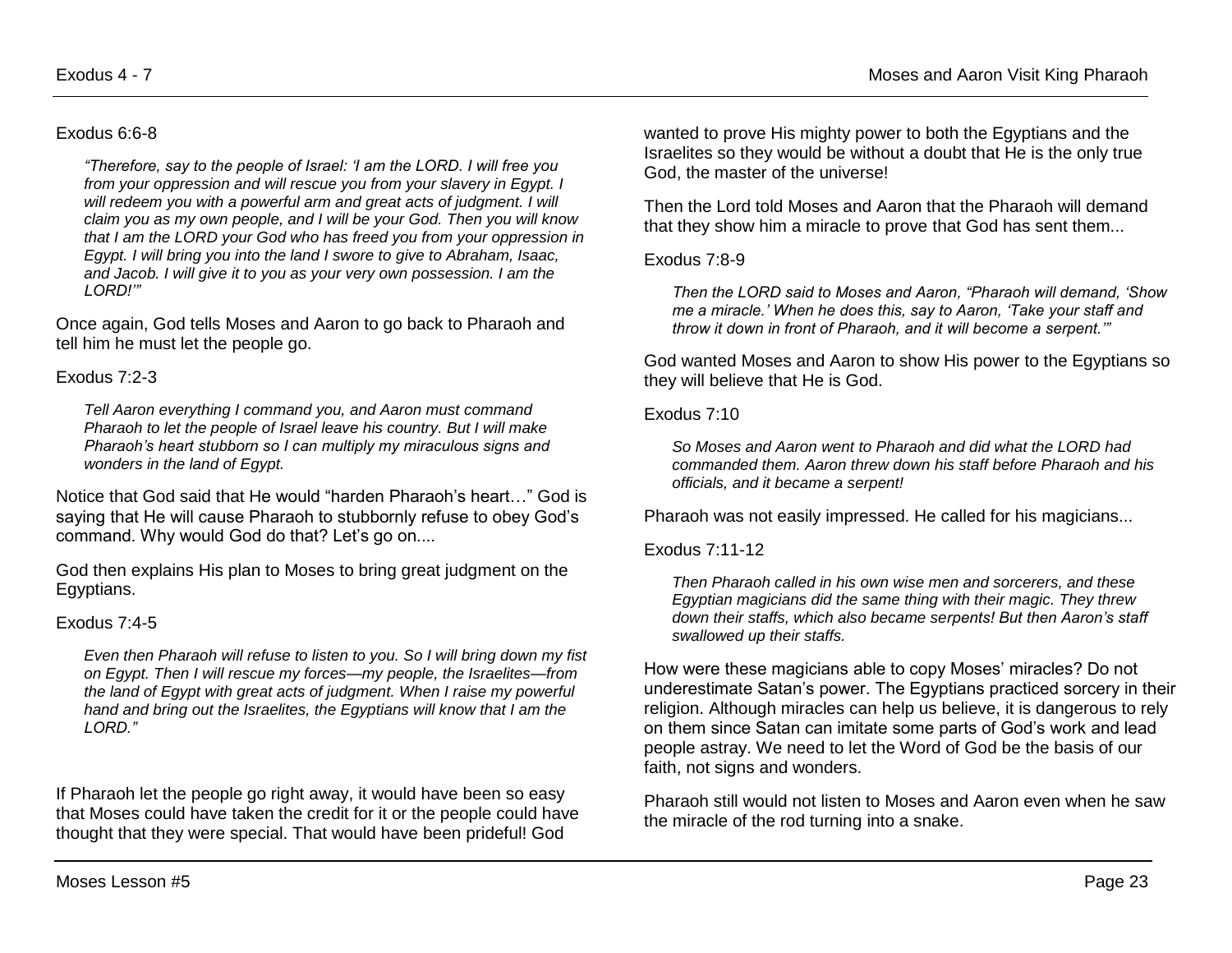Exodus 6:6-8

> *"Therefore, say to the people of Israel: 'I am the LORD. I will free you from your oppression and will rescue you from your slavery in Egypt. I will redeem you with a powerful arm and great acts of judgment. I will claim you as my own people, and I will be your God. Then you will know that I am the LORD your God who has freed you from your oppression in Egypt. I will bring you into the land I swore to give to Abraham, Isaac, and Jacob. I will give it to you as your very own possession. I am the LORD!'"*

Once again, God tells Moses and Aaron to go back to Pharaoh and tell him he must let the people go.

Exodus 7:2-3

> *Tell Aaron everything I command you, and Aaron must command Pharaoh to let the people of Israel leave his country. But I will make Pharaoh's heart stubborn so I can multiply my miraculous signs and wonders in the land of Egypt.*

Notice that God said that He would "harden Pharaoh's heart…" God is saying that He will cause Pharaoh to stubbornly refuse to obey God's command. Why would God do that? Let's go on....

God then explains His plan to Moses to bring great judgment on the Egyptians.

Exodus 7:4-5

> *Even then Pharaoh will refuse to listen to you. So I will bring down my fist on Egypt. Then I will rescue my forces—my people, the Israelites—from the land of Egypt with great acts of judgment. When I raise my powerful hand and bring out the Israelites, the Egyptians will know that I am the LORD."*

If Pharaoh let the people go right away, it would have been so easy that Moses could have taken the credit for it or the people could have thought that they were special. That would have been prideful! God wanted to prove His mighty power to both the Egyptians and the Israelites so they would be without a doubt that He is the only true God, the master of the universe!

Then the Lord told Moses and Aaron that the Pharaoh will demand that they show him a miracle to prove that God has sent them...

Exodus 7:8-9

> *Then the LORD said to Moses and Aaron, "Pharaoh will demand, 'Show me a miracle.' When he does this, say to Aaron, 'Take your staff and throw it down in front of Pharaoh, and it will become a serpent.'"*

God wanted Moses and Aaron to show His power to the Egyptians so they will believe that He is God.

Exodus 7:10

> *So Moses and Aaron went to Pharaoh and did what the LORD had commanded them. Aaron threw down his staff before Pharaoh and his officials, and it became a serpent!*

Pharaoh was not easily impressed. He called for his magicians...

Exodus 7:11-12

> *Then Pharaoh called in his own wise men and sorcerers, and these Egyptian magicians did the same thing with their magic. They threw down their staffs, which also became serpents! But then Aaron's staff swallowed up their staffs.*

How were these magicians able to copy Moses' miracles? Do not underestimate Satan's power. The Egyptians practiced sorcery in their religion. Although miracles can help us believe, it is dangerous to rely on them since Satan can imitate some parts of God's work and lead people astray. We need to let the Word of God be the basis of our faith, not signs and wonders.

Pharaoh still would not listen to Moses and Aaron even when he saw the miracle of the rod turning into a snake.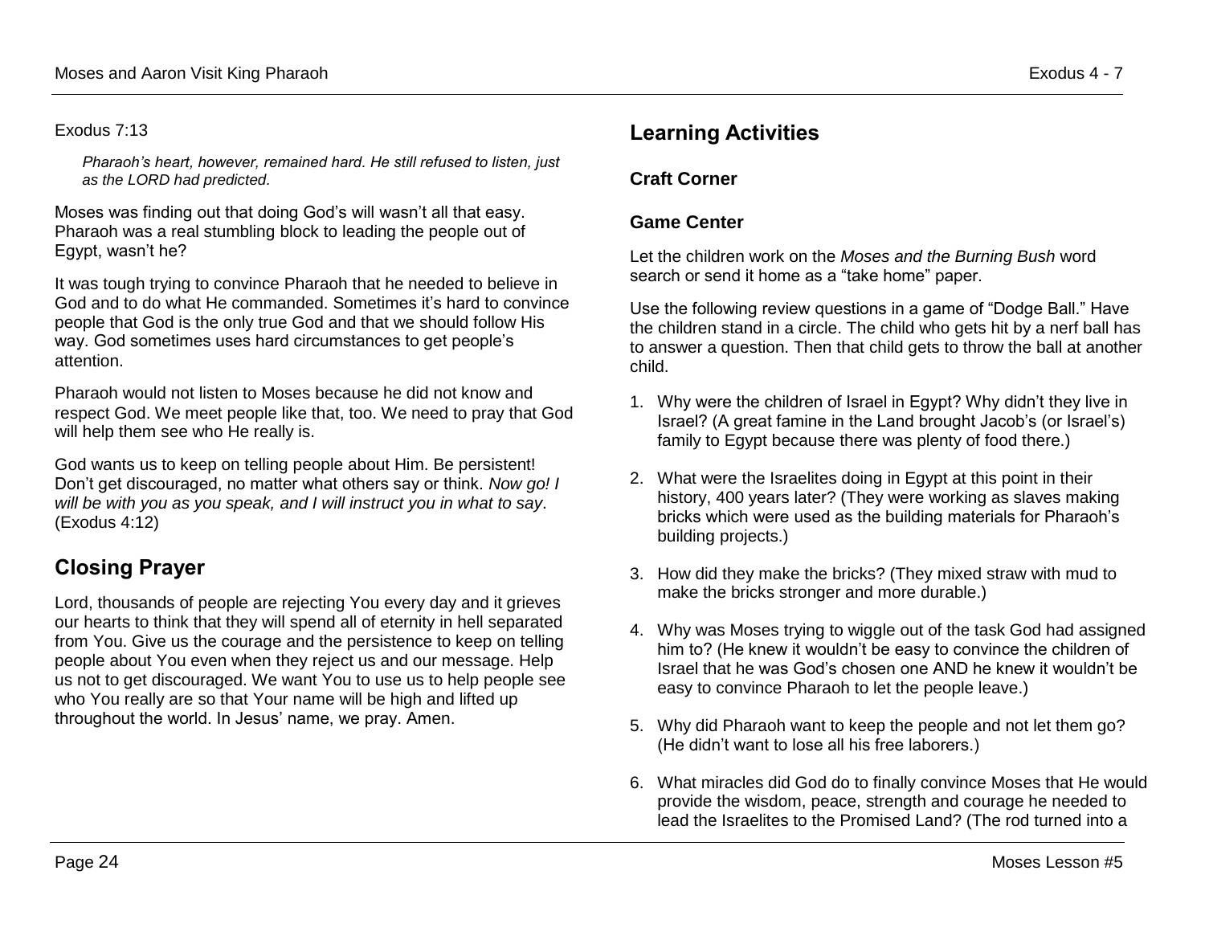Exodus 7:13

> *Pharaoh's heart, however, remained hard. He still refused to listen, just as the LORD had predicted.*

Moses was finding out that doing God's will wasn't all that easy. Pharaoh was a real stumbling block to leading the people out of Egypt, wasn't he?

It was tough trying to convince Pharaoh that he needed to believe in God and to do what He commanded. Sometimes it's hard to convince people that God is the only true God and that we should follow His way. God sometimes uses hard circumstances to get people's attention.

Pharaoh would not listen to Moses because he did not know and respect God. We meet people like that, too. We need to pray that God will help them see who He really is.

God wants us to keep on telling people about Him. Be persistent! Don't get discouraged, no matter what others say or think. *Now go! I will be with you as you speak, and I will instruct you in what to say*. (Exodus 4:12)

## Closing Prayer

Lord, thousands of people are rejecting You every day and it grieves our hearts to think that they will spend all of eternity in hell separated from You. Give us the courage and the persistence to keep on telling people about You even when they reject us and our message. Help us not to get discouraged. We want You to use us to help people see who You really are so that Your name will be high and lifted up throughout the world. In Jesus' name, we pray. Amen.

## Learning Activities

### Craft Corner

### Game Center

Let the children work on the *Moses and the Burning Bush* word search or send it home as a "take home" paper.

Use the following review questions in a game of "Dodge Ball." Have the children stand in a circle. The child who gets hit by a nerf ball has to answer a question. Then that child gets to throw the ball at another child.

1. Why were the children of Israel in Egypt? Why didn't they live in Israel? (A great famine in the Land brought Jacob's (or Israel's) family to Egypt because there was plenty of food there.)

2. What were the Israelites doing in Egypt at this point in their history, 400 years later? (They were working as slaves making bricks which were used as the building materials for Pharaoh's building projects.)

3. How did they make the bricks? (They mixed straw with mud to make the bricks stronger and more durable.)

4. Why was Moses trying to wiggle out of the task God had assigned him to? (He knew it wouldn't be easy to convince the children of Israel that he was God's chosen one AND he knew it wouldn't be easy to convince Pharaoh to let the people leave.)

5. Why did Pharaoh want to keep the people and not let them go? (He didn't want to lose all his free laborers.)

6. What miracles did God do to finally convince Moses that He would provide the wisdom, peace, strength and courage he needed to lead the Israelites to the Promised Land? (The rod turned into a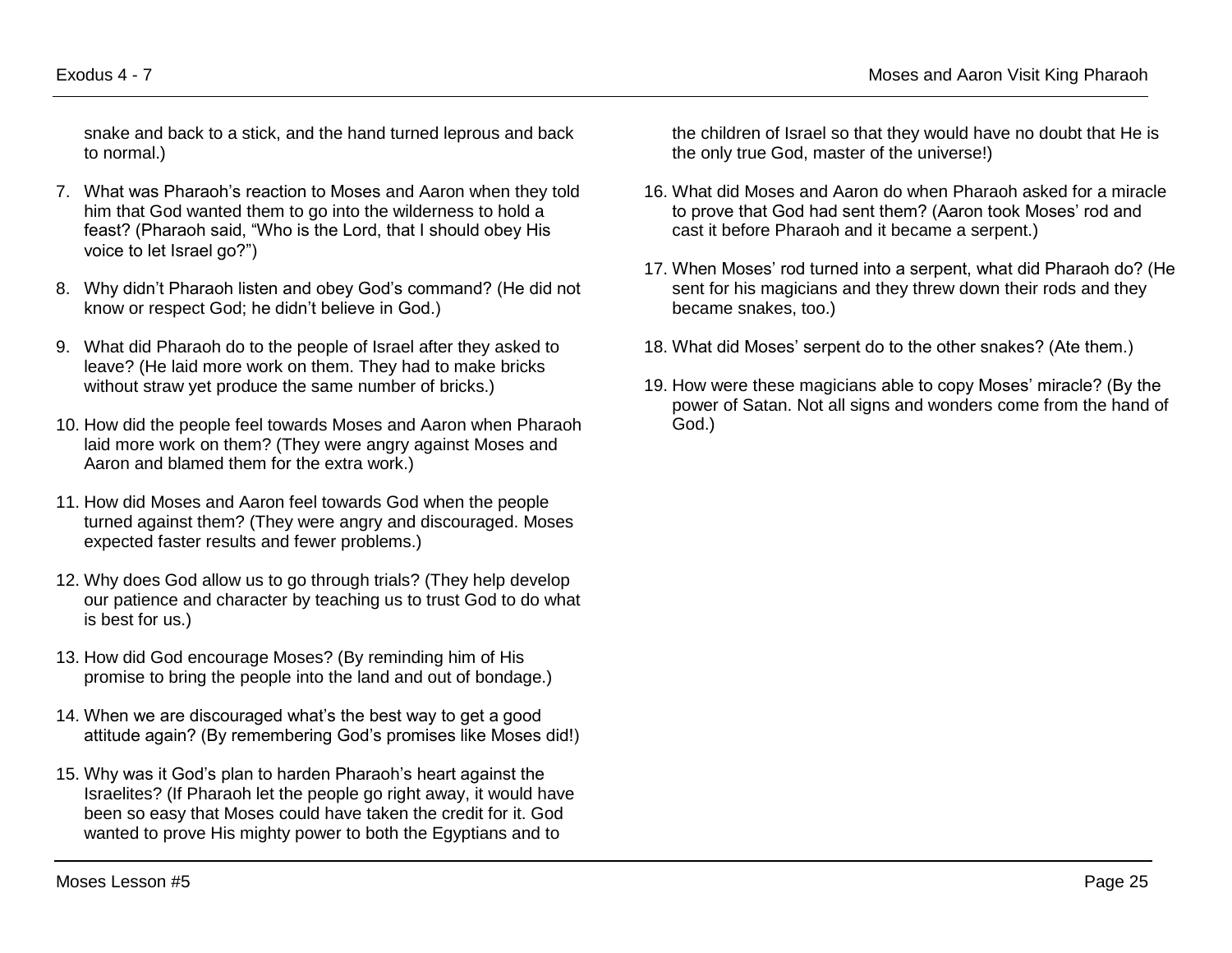snake and back to a stick, and the hand turned leprous and back to normal.)

7. What was Pharaoh's reaction to Moses and Aaron when they told him that God wanted them to go into the wilderness to hold a feast? (Pharaoh said, "Who is the Lord, that I should obey His voice to let Israel go?")

8. Why didn't Pharaoh listen and obey God's command? (He did not know or respect God; he didn't believe in God.)

9. What did Pharaoh do to the people of Israel after they asked to leave? (He laid more work on them. They had to make bricks without straw yet produce the same number of bricks.)

10. How did the people feel towards Moses and Aaron when Pharaoh laid more work on them? (They were angry against Moses and Aaron and blamed them for the extra work.)

11. How did Moses and Aaron feel towards God when the people turned against them? (They were angry and discouraged. Moses expected faster results and fewer problems.)

12. Why does God allow us to go through trials? (They help develop our patience and character by teaching us to trust God to do what is best for us.)

13. How did God encourage Moses? (By reminding him of His promise to bring the people into the land and out of bondage.)

14. When we are discouraged what's the best way to get a good attitude again? (By remembering God's promises like Moses did!)

15. Why was it God's plan to harden Pharaoh's heart against the Israelites? (If Pharaoh let the people go right away, it would have been so easy that Moses could have taken the credit for it. God wanted to prove His mighty power to both the Egyptians and to the children of Israel so that they would have no doubt that He is the only true God, master of the universe!)

16. What did Moses and Aaron do when Pharaoh asked for a miracle to prove that God had sent them? (Aaron took Moses' rod and cast it before Pharaoh and it became a serpent.)

17. When Moses' rod turned into a serpent, what did Pharaoh do? (He sent for his magicians and they threw down their rods and they became snakes, too.)

18. What did Moses' serpent do to the other snakes? (Ate them.)

19. How were these magicians able to copy Moses' miracle? (By the power of Satan. Not all signs and wonders come from the hand of God.)